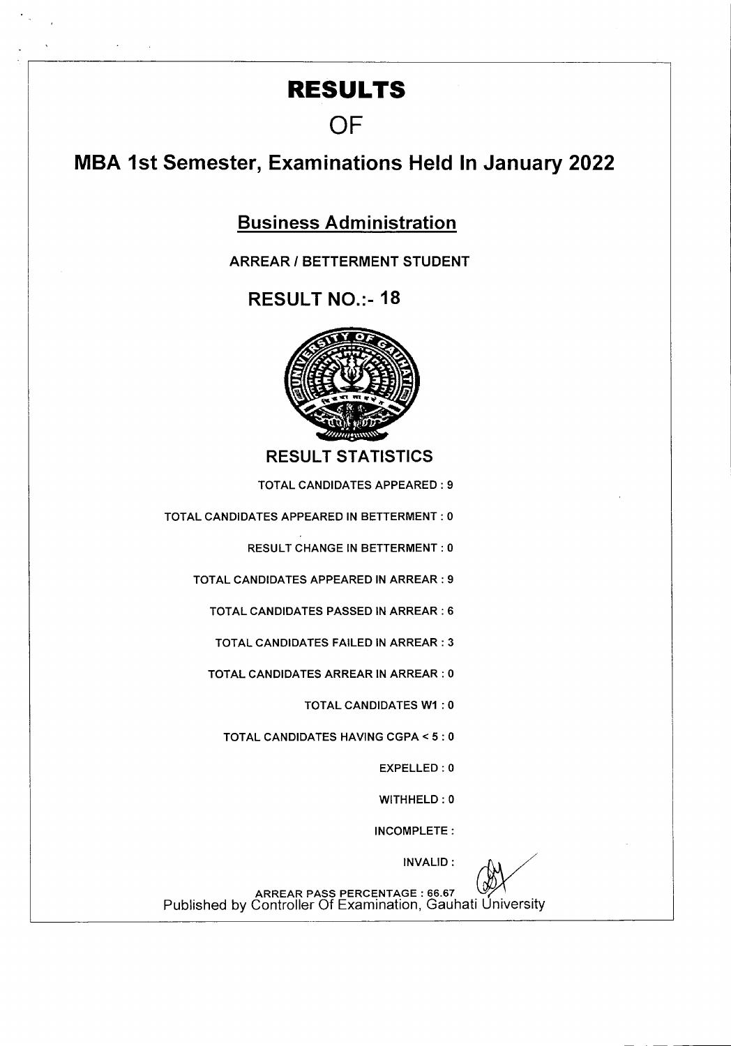# RESULTS

# OF

# MBA 1st Semester, Examinations Held In January 2022

## Business Administration

**ARREAR / BETTERMENT STUDENT**

## RESULT NO.:- 18

### RESULT STATISTICS

TOTAL CANDIDATES APPEARED : 9

TOTAL CANDIDATES APPEARED IN BETTERMENT : 0

RESULT CHANGE IN BETTERMENT : 0

TOTAL CANDIDATES APPEARED IN ARREAR : 9

TOTAL CANDIDATES PASSED IN ARREAR : 6

TOTAL CANDIDATES FAILED IN ARREAR : 3

TOTAL CANDIDATES ARREAR IN ARREAR : 0

TOTAL CANDIDATES W1 : 0

TOTAL CANDIDATES HAVING CGPA < 5 : 0

EXPELLED : 0

WITHHELD : 0

INCOMPLETE :

INVALID :

ARREAR PASS PERCENTAGE : 66.67

Published by Controller Of Examination, Gauhati University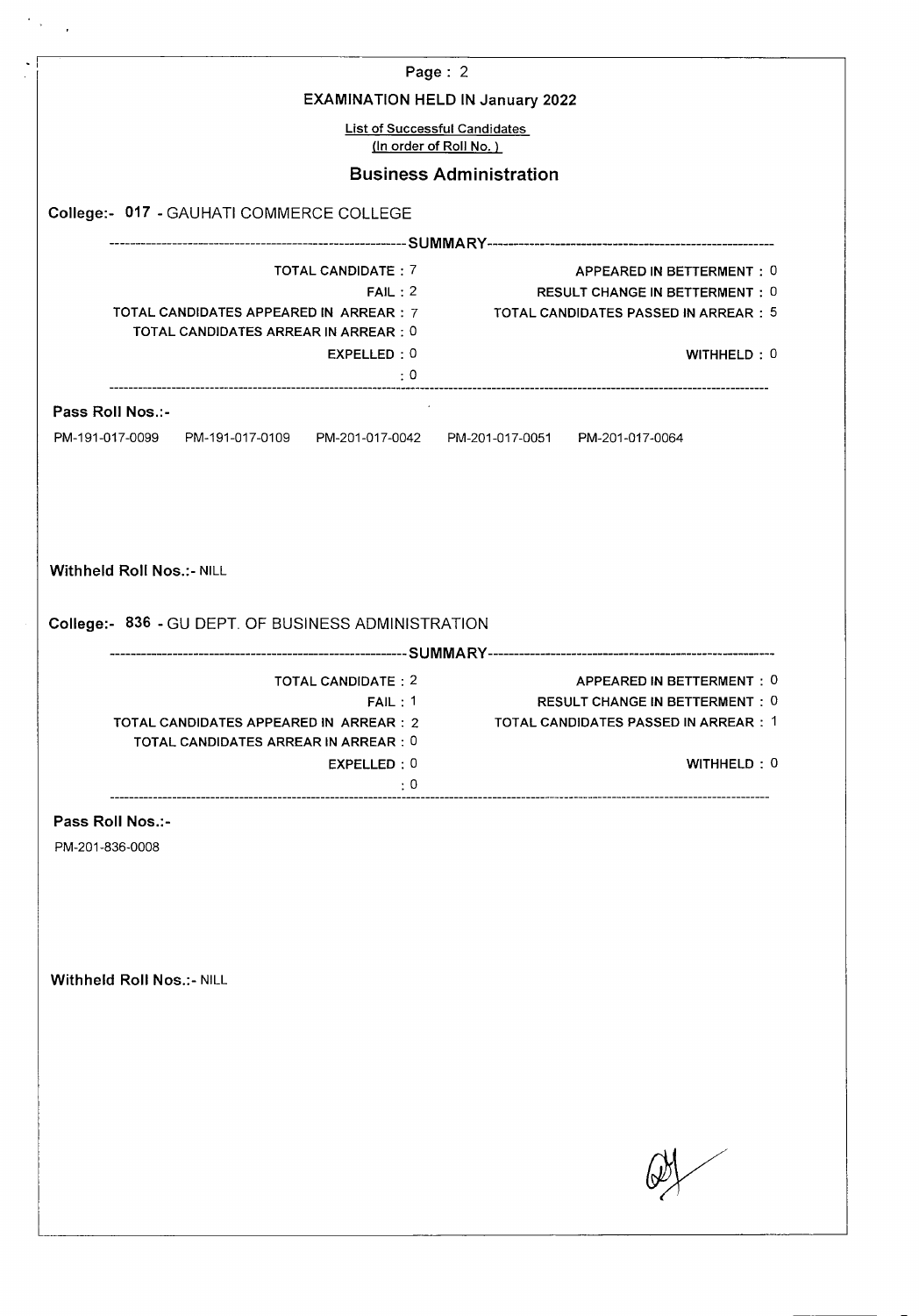## EXAMINATION HELD IN January 2022

List of Successful Candidates
(In order of Roll No.)

## Business Administration

### College:- 017 - GAUHATI COMMERCE COLLEGE

---------------------------------------------------------SUMMARY---------------------------------------------------------

| | | | |
|---|---|---|---|
| TOTAL CANDIDATE : | 7 | APPEARED IN BETTERMENT : | 0 |
| FAIL : | 2 | RESULT CHANGE IN BETTERMENT : | 0 |
| TOTAL CANDIDATES APPEARED IN ARREAR : | 7 | TOTAL CANDIDATES PASSED IN ARREAR : | 5 |
| TOTAL CANDIDATES ARREAR IN ARREAR : | 0 | | |
| EXPELLED : | 0 | WITHHELD : | 0 |
| : | 0 | | |

**Pass Roll Nos.:-**

PM-191-017-0099 PM-191-017-0109 PM-201-017-0042 PM-201-017-0051 PM-201-017-0064

**Withheld Roll Nos.:-** NILL

### College:- 836 - GU DEPT. OF BUSINESS ADMINISTRATION

---------------------------------------------------------SUMMARY---------------------------------------------------------

| | | | |
|---|---|---|---|
| TOTAL CANDIDATE : | 2 | APPEARED IN BETTERMENT : | 0 |
| FAIL : | 1 | RESULT CHANGE IN BETTERMENT : | 0 |
| TOTAL CANDIDATES APPEARED IN ARREAR : | 2 | TOTAL CANDIDATES PASSED IN ARREAR : | 1 |
| TOTAL CANDIDATES ARREAR IN ARREAR : | 0 | | |
| EXPELLED : | 0 | WITHHELD : | 0 |
| : | 0 | | |

**Pass Roll Nos.:-**

PM-201-836-0008

**Withheld Roll Nos.:-** NILL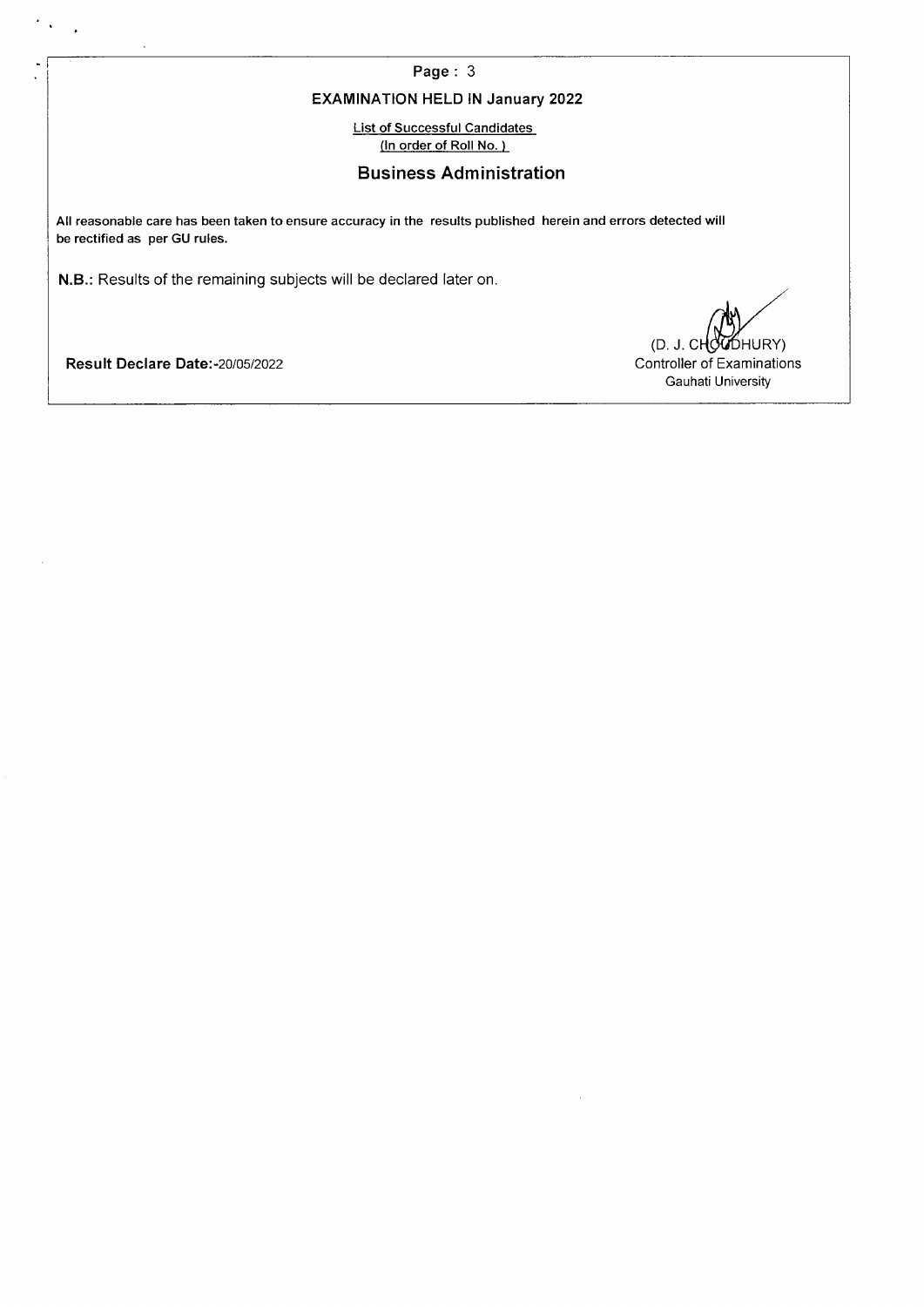**EXAMINATION HELD IN January 2022**

List of Successful Candidates
(In order of Roll No.)

## Business Administration

All reasonable care has been taken to ensure accuracy in the results published herein and errors detected will be rectified as per GU rules.

**N.B.:** Results of the remaining subjects will be declared later on.

**Result Declare Date:**-20/05/2022

(D. J. CHOUDHURY)
Controller of Examinations
Gauhati University